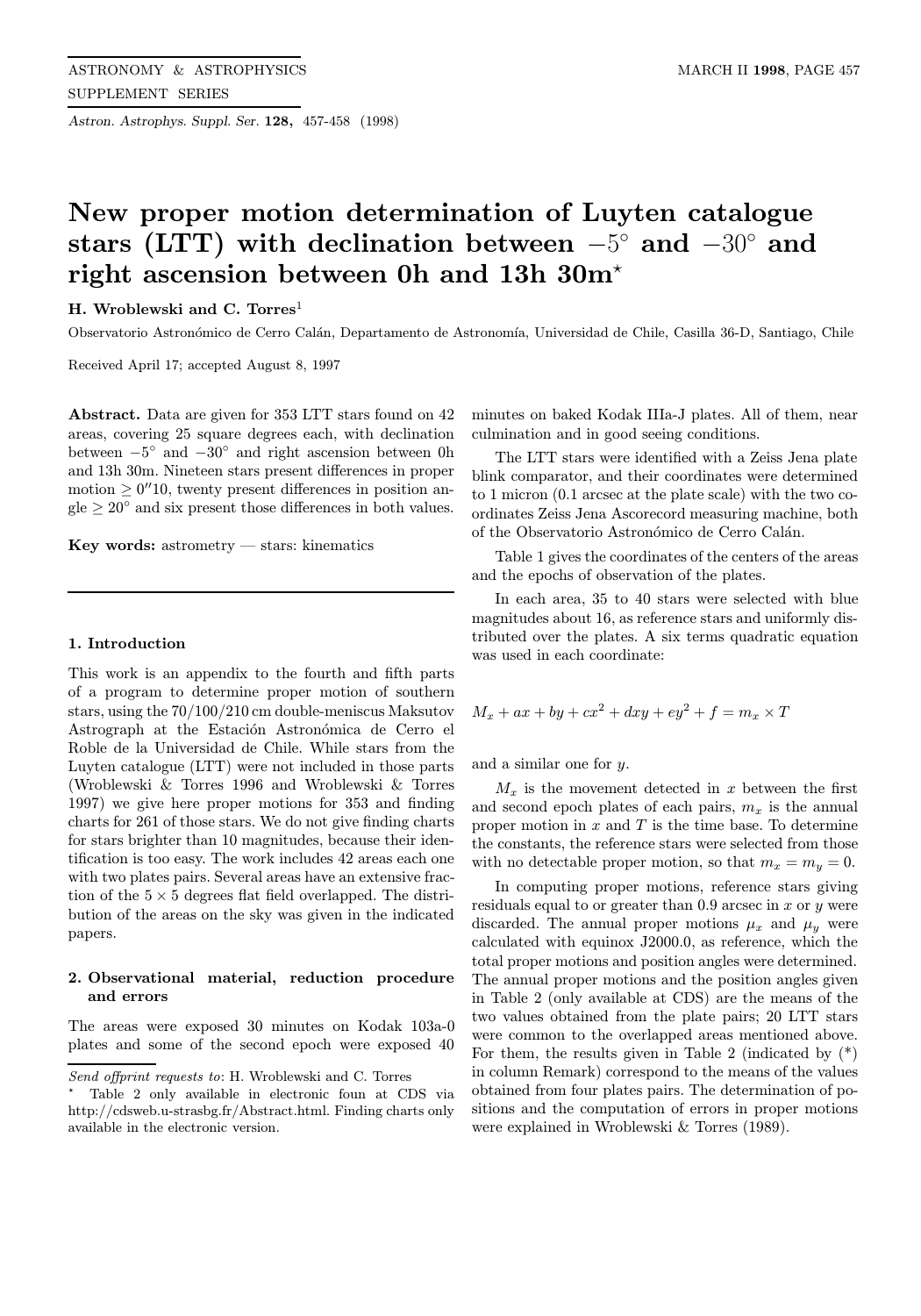# New proper motion determination of Luyten catalogue stars (LTT) with declination between $-5^\circ$ and $-30^\circ$ and right ascension between 0h and 13h 30m*

**H. Wroblewski and C. Torres**[1]

Observatorio Astronómico de Cerro Calán, Departamento de Astronomía, Universidad de Chile, Casilla 36-D, Santiago, Chile

Received April 17; accepted August 8, 1997

**Abstract.** Data are given for 353 LTT stars found on 42 areas, covering 25 square degrees each, with declination between $-5^\circ$ and $-30^\circ$ and right ascension between 0h and 13h 30m. Nineteen stars present differences in proper motion $\geq 0''10$, twenty present differences in position angle $\geq 20^\circ$ and six present those differences in both values.

**Key words:** astrometry — stars: kinematics

## 1. Introduction

This work is an appendix to the fourth and fifth parts of a program to determine proper motion of southern stars, using the 70/100/210 cm double-meniscus Maksutov Astrograph at the Estación Astronómica de Cerro el Roble de la Universidad de Chile. While stars from the Luyten catalogue (LTT) were not included in those parts (Wroblewski & Torres 1996 and Wroblewski & Torres 1997) we give here proper motions for 353 and finding charts for 261 of those stars. We do not give finding charts for stars brighter than 10 magnitudes, because their identification is too easy. The work includes 42 areas each one with two plates pairs. Several areas have an extensive fraction of the $5 \times 5$ degrees flat field overlapped. The distribution of the areas on the sky was given in the indicated papers.

## 2. Observational material, reduction procedure and errors

The areas were exposed 30 minutes on Kodak 103a-0 plates and some of the second epoch were exposed 40 minutes on baked Kodak IIIa-J plates. All of them, near culmination and in good seeing conditions.

The LTT stars were identified with a Zeiss Jena plate blink comparator, and their coordinates were determined to 1 micron (0.1 arcsec at the plate scale) with the two coordinates Zeiss Jena Ascorecord measuring machine, both of the Observatorio Astronómico de Cerro Calán.

Table 1 gives the coordinates of the centers of the areas and the epochs of observation of the plates.

In each area, 35 to 40 stars were selected with blue magnitudes about 16, as reference stars and uniformly distributed over the plates. A six terms quadratic equation was used in each coordinate:

$$M_x + ax + by + cx^2 + dxy + ey^2 + f = m_x \times T$$

and a similar one for $y$.

$M_x$ is the movement detected in $x$ between the first and second epoch plates of each pairs, $m_x$ is the annual proper motion in $x$ and $T$ is the time base. To determine the constants, the reference stars were selected from those with no detectable proper motion, so that $m_x = m_y = 0$.

In computing proper motions, reference stars giving residuals equal to or greater than 0.9 arcsec in $x$ or $y$ were discarded. The annual proper motions $\mu_x$ and $\mu_y$ were calculated with equinox J2000.0, as reference, which the total proper motions and position angles were determined. The annual proper motions and the position angles given in Table 2 (only available at CDS) are the means of the two values obtained from the plate pairs; 20 LTT stars were common to the overlapped areas mentioned above. For them, the results given in Table 2 (indicated by (*) in column Remark) correspond to the means of the values obtained from four plates pairs. The determination of positions and the computation of errors in proper motions were explained in Wroblewski & Torres (1989).

---

*Send offprint requests to*: H. Wroblewski and C. Torres

\* Table 2 only available in electronic foun at CDS via http://cdsweb.u-strasbg.fr/Abstract.html. Finding charts only available in the electronic version.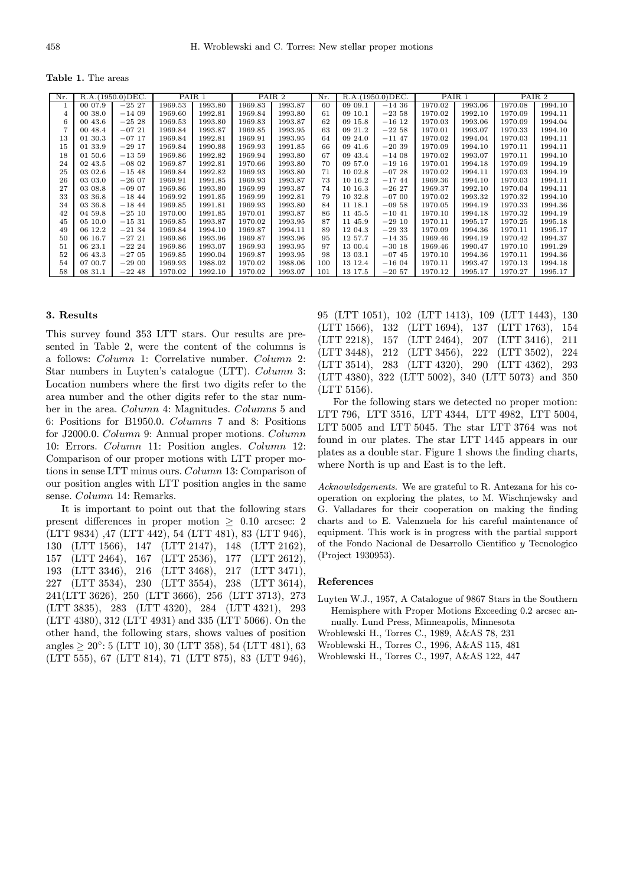**Table 1.** The areas

| Nr. | R.A.(1950.0)DEC. | | PAIR 1 | | PAIR 2 | | Nr. | R.A.(1950.0)DEC. | | PAIR 1 | | PAIR 2 | |
|---|---|---|---|---|---|---|---|---|---|---|---|---|---|
| 1 | 00 07.9 | −25 27 | 1969.53 | 1993.80 | 1969.83 | 1993.87 | 60 | 09 09.1 | −14 36 | 1970.02 | 1993.06 | 1970.08 | 1994.10 |
| 4 | 00 38.0 | −14 09 | 1969.60 | 1992.81 | 1969.84 | 1993.80 | 61 | 09 10.1 | −23 58 | 1970.02 | 1992.10 | 1970.09 | 1994.11 |
| 6 | 00 43.6 | −25 28 | 1969.53 | 1993.80 | 1969.83 | 1993.87 | 62 | 09 15.8 | −16 12 | 1970.03 | 1993.06 | 1970.09 | 1994.04 |
| 7 | 00 48.4 | −07 21 | 1969.84 | 1993.87 | 1969.85 | 1993.95 | 63 | 09 21.2 | −22 58 | 1970.01 | 1993.07 | 1970.33 | 1994.10 |
| 13 | 01 30.3 | −07 17 | 1969.84 | 1992.81 | 1969.91 | 1993.95 | 64 | 09 24.0 | −11 47 | 1970.02 | 1994.04 | 1970.03 | 1994.11 |
| 15 | 01 33.9 | −29 17 | 1969.84 | 1990.88 | 1969.93 | 1991.85 | 66 | 09 41.6 | −20 39 | 1970.09 | 1994.10 | 1970.11 | 1994.11 |
| 18 | 01 50.6 | −13 59 | 1969.86 | 1992.82 | 1969.94 | 1993.80 | 67 | 09 43.4 | −14 08 | 1970.02 | 1993.07 | 1970.11 | 1994.10 |
| 24 | 02 43.5 | −08 02 | 1969.87 | 1992.81 | 1970.66 | 1993.80 | 70 | 09 57.0 | −19 16 | 1970.01 | 1994.18 | 1970.09 | 1994.19 |
| 25 | 03 02.6 | −15 48 | 1969.84 | 1992.82 | 1969.93 | 1993.80 | 71 | 10 02.8 | −07 28 | 1970.02 | 1994.11 | 1970.03 | 1994.19 |
| 26 | 03 03.0 | −26 07 | 1969.91 | 1991.85 | 1969.93 | 1993.87 | 73 | 10 16.2 | −17 44 | 1969.36 | 1994.10 | 1970.03 | 1994.11 |
| 27 | 03 08.8 | −09 07 | 1969.86 | 1993.80 | 1969.99 | 1993.87 | 74 | 10 16.3 | −26 27 | 1969.37 | 1992.10 | 1970.04 | 1994.11 |
| 33 | 03 36.8 | −18 44 | 1969.92 | 1991.85 | 1969.99 | 1992.81 | 79 | 10 32.8 | −07 00 | 1970.02 | 1993.32 | 1970.32 | 1994.10 |
| 34 | 03 36.8 | −18 44 | 1969.85 | 1991.81 | 1969.93 | 1993.80 | 84 | 11 18.1 | −09 58 | 1970.05 | 1994.19 | 1970.33 | 1994.36 |
| 42 | 04 59.8 | −25 10 | 1970.00 | 1991.85 | 1970.01 | 1993.87 | 86 | 11 45.5 | −10 41 | 1970.10 | 1994.18 | 1970.32 | 1994.19 |
| 45 | 05 10.0 | −15 31 | 1969.85 | 1993.87 | 1970.02 | 1993.95 | 87 | 11 45.9 | −29 10 | 1970.11 | 1995.17 | 1970.25 | 1995.18 |
| 49 | 06 12.2 | −21 34 | 1969.84 | 1994.10 | 1969.87 | 1994.11 | 89 | 12 04.3 | −29 33 | 1970.09 | 1994.36 | 1970.11 | 1995.17 |
| 50 | 06 16.7 | −27 21 | 1969.86 | 1993.96 | 1969.87 | 1993.96 | 95 | 12 57.7 | −14 35 | 1969.46 | 1994.19 | 1970.42 | 1994.37 |
| 51 | 06 23.1 | −22 24 | 1969.86 | 1993.07 | 1969.93 | 1993.95 | 97 | 13 00.4 | −30 18 | 1969.46 | 1990.47 | 1970.10 | 1991.29 |
| 52 | 06 43.3 | −27 05 | 1969.85 | 1990.04 | 1969.87 | 1993.95 | 98 | 13 03.1 | −07 45 | 1970.10 | 1994.36 | 1970.11 | 1994.36 |
| 54 | 07 00.7 | −29 00 | 1969.93 | 1988.02 | 1970.02 | 1988.06 | 100 | 13 12.4 | −16 04 | 1970.11 | 1993.47 | 1970.13 | 1994.18 |
| 58 | 08 31.1 | −22 48 | 1970.02 | 1992.10 | 1970.02 | 1993.07 | 101 | 13 17.5 | −20 57 | 1970.12 | 1995.17 | 1970.27 | 1995.17 |

### 3. Results

This survey found 353 LTT stars. Our results are presented in Table 2, were the content of the columns is a follows: *Column* 1: Correlative number. *Column* 2: Star numbers in Luyten's catalogue (LTT). *Column* 3: Location numbers where the first two digits refer to the area number and the other digits refer to the star number in the area. *Column* 4: Magnitudes. *Columns* 5 and 6: Positions for B1950.0. *Columns* 7 and 8: Positions for J2000.0. *Column* 9: Annual proper motions. *Column* 10: Errors. *Column* 11: Position angles. *Column* 12: Comparison of our proper motions with LTT proper motions in sense LTT minus ours. *Column* 13: Comparison of our position angles with LTT position angles in the same sense. *Column* 14: Remarks.

It is important to point out that the following stars present differences in proper motion ≥ 0.10 arcsec: 2 (LTT 9834) ,47 (LTT 442), 54 (LTT 481), 83 (LTT 946), 130 (LTT 1566), 147 (LTT 2147), 148 (LTT 2162), 157 (LTT 2464), 167 (LTT 2536), 177 (LTT 2612), 193 (LTT 3346), 216 (LTT 3468), 217 (LTT 3471), 227 (LTT 3534), 230 (LTT 3554), 238 (LTT 3614), 241(LTT 3626), 250 (LTT 3666), 256 (LTT 3713), 273 (LTT 3835), 283 (LTT 4320), 284 (LTT 4321), 293 (LTT 4380), 312 (LTT 4931) and 335 (LTT 5066). On the other hand, the following stars, shows values of position angles ≥ 20°: 5 (LTT 10), 30 (LTT 358), 54 (LTT 481), 63 (LTT 555), 67 (LTT 814), 71 (LTT 875), 83 (LTT 946), 95 (LTT 1051), 102 (LTT 1413), 109 (LTT 1443), 130 (LTT 1566), 132 (LTT 1694), 137 (LTT 1763), 154 (LTT 2218), 157 (LTT 2464), 207 (LTT 3416), 211 (LTT 3448), 212 (LTT 3456), 222 (LTT 3502), 224 (LTT 3514), 283 (LTT 4320), 290 (LTT 4362), 293 (LTT 4380), 322 (LTT 5002), 340 (LTT 5073) and 350 (LTT 5156).

For the following stars we detected no proper motion: LTT 796, LTT 3516, LTT 4344, LTT 4982, LTT 5004, LTT 5005 and LTT 5045. The star LTT 3764 was not found in our plates. The star LTT 1445 appears in our plates as a double star. Figure 1 shows the finding charts, where North is up and East is to the left.

*Acknowledgements.* We are grateful to R. Antezana for his cooperation on exploring the plates, to M. Wischnjewsky and G. Valladares for their cooperation on making the finding charts and to E. Valenzuela for his careful maintenance of equipment. This work is in progress with the partial support of the Fondo Nacional de Desarrollo Cientifico *y* Tecnologico (Project 1930953).

### References

Luyten W.J., 1957, A Catalogue of 9867 Stars in the Southern Hemisphere with Proper Motions Exceeding 0.2 arcsec annually. Lund Press, Minneapolis, Minnesota

Wroblewski H., Torres C., 1989, A&AS 78, 231

Wroblewski H., Torres C., 1996, A&AS 115, 481

Wroblewski H., Torres C., 1997, A&AS 122, 447